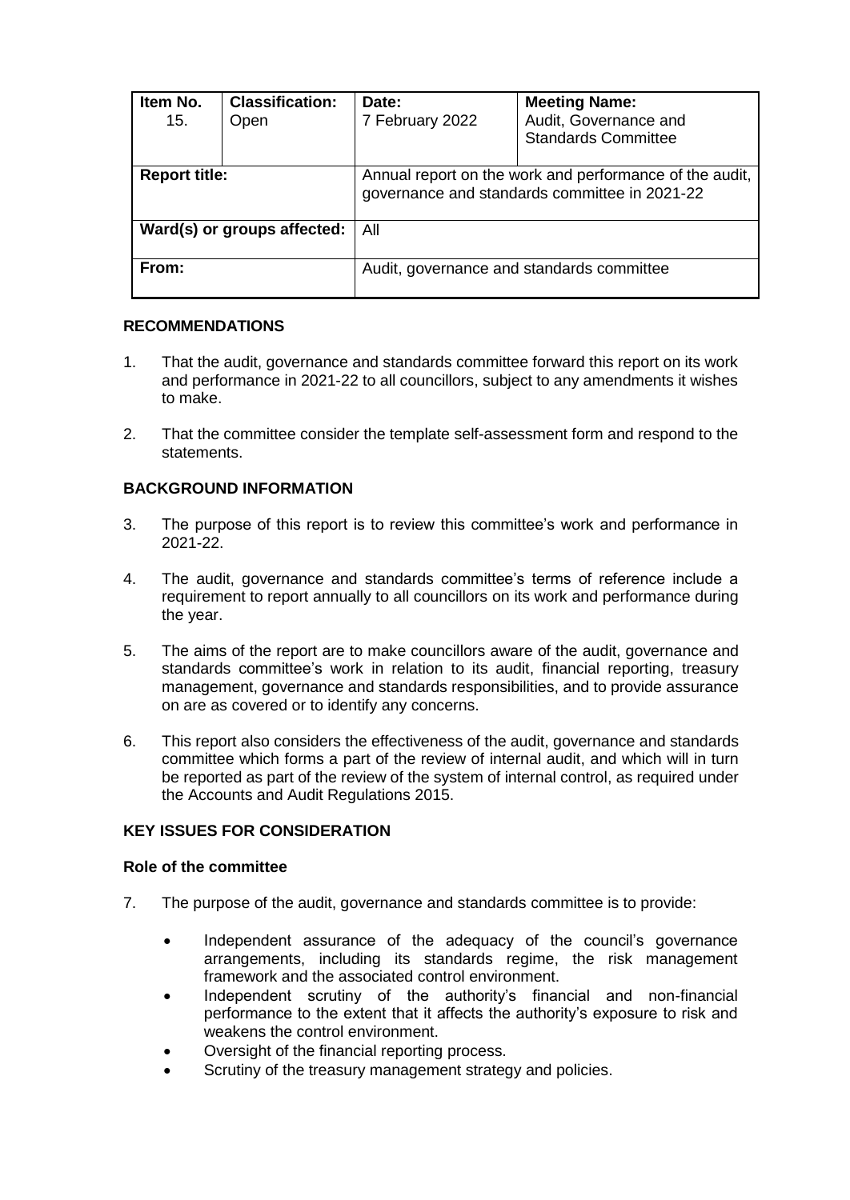| Item No. 15. | Classification: Open | Date: 7 February 2022 | Meeting Name: Audit, Governance and Standards Committee |
|---|---|---|---|
| **Report title:** | | Annual report on the work and performance of the audit, governance and standards committee in 2021-22 | |
| **Ward(s) or groups affected:** | | All | |
| **From:** | | Audit, governance and standards committee | |

## RECOMMENDATIONS

1. That the audit, governance and standards committee forward this report on its work and performance in 2021-22 to all councillors, subject to any amendments it wishes to make.

2. That the committee consider the template self-assessment form and respond to the statements.

## BACKGROUND INFORMATION

3. The purpose of this report is to review this committee's work and performance in 2021-22.

4. The audit, governance and standards committee's terms of reference include a requirement to report annually to all councillors on its work and performance during the year.

5. The aims of the report are to make councillors aware of the audit, governance and standards committee's work in relation to its audit, financial reporting, treasury management, governance and standards responsibilities, and to provide assurance on are as covered or to identify any concerns.

6. This report also considers the effectiveness of the audit, governance and standards committee which forms a part of the review of internal audit, and which will in turn be reported as part of the review of the system of internal control, as required under the Accounts and Audit Regulations 2015.

## KEY ISSUES FOR CONSIDERATION

### Role of the committee

7. The purpose of the audit, governance and standards committee is to provide:

   - Independent assurance of the adequacy of the council's governance arrangements, including its standards regime, the risk management framework and the associated control environment.
   - Independent scrutiny of the authority's financial and non-financial performance to the extent that it affects the authority's exposure to risk and weakens the control environment.
   - Oversight of the financial reporting process.
   - Scrutiny of the treasury management strategy and policies.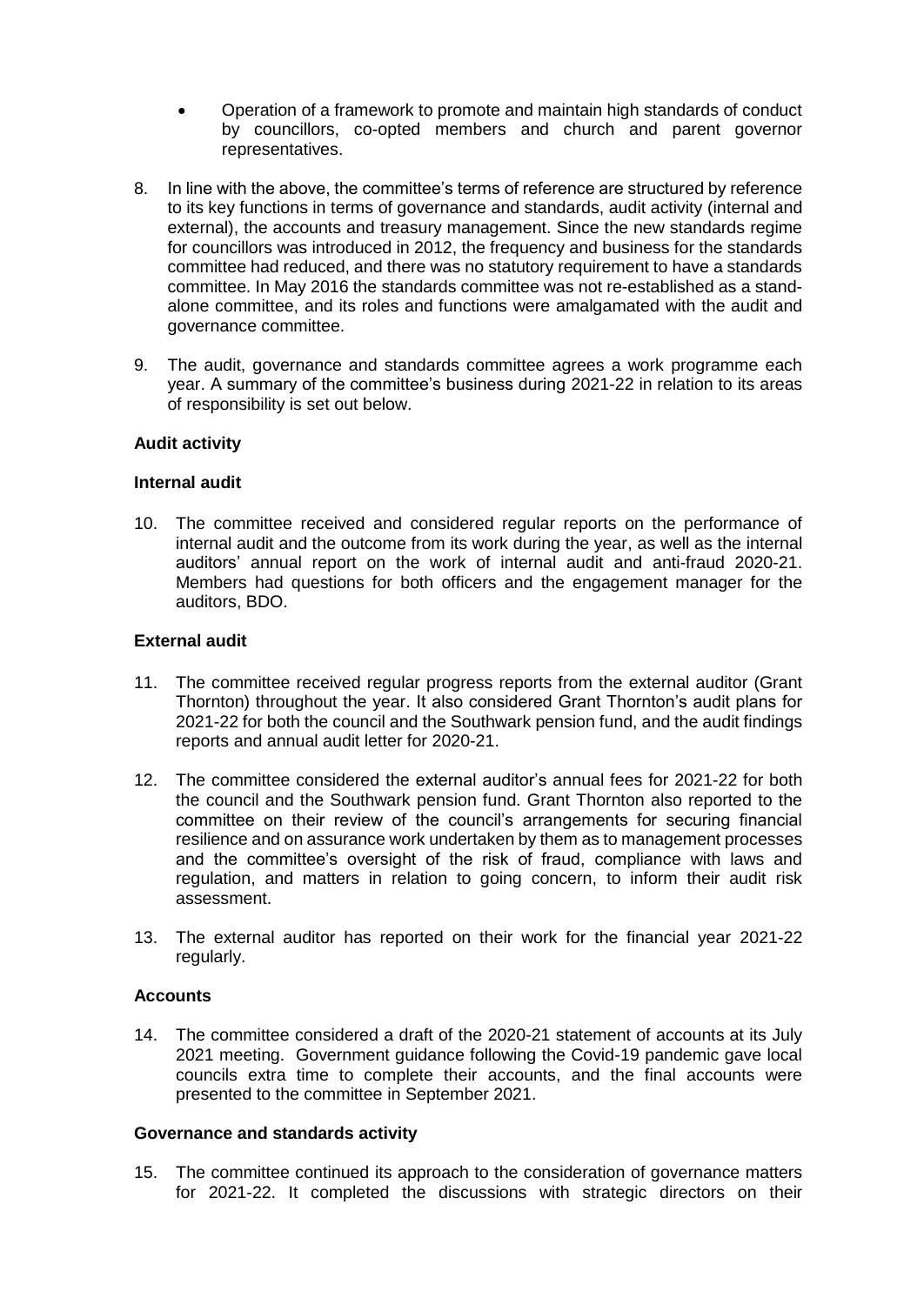- Operation of a framework to promote and maintain high standards of conduct by councillors, co-opted members and church and parent governor representatives.

8. In line with the above, the committee's terms of reference are structured by reference to its key functions in terms of governance and standards, audit activity (internal and external), the accounts and treasury management. Since the new standards regime for councillors was introduced in 2012, the frequency and business for the standards committee had reduced, and there was no statutory requirement to have a standards committee. In May 2016 the standards committee was not re-established as a stand-alone committee, and its roles and functions were amalgamated with the audit and governance committee.

9. The audit, governance and standards committee agrees a work programme each year. A summary of the committee's business during 2021-22 in relation to its areas of responsibility is set out below.

**Audit activity**

**Internal audit**

10. The committee received and considered regular reports on the performance of internal audit and the outcome from its work during the year, as well as the internal auditors' annual report on the work of internal audit and anti-fraud 2020-21. Members had questions for both officers and the engagement manager for the auditors, BDO.

**External audit**

11. The committee received regular progress reports from the external auditor (Grant Thornton) throughout the year. It also considered Grant Thornton's audit plans for 2021-22 for both the council and the Southwark pension fund, and the audit findings reports and annual audit letter for 2020-21.

12. The committee considered the external auditor's annual fees for 2021-22 for both the council and the Southwark pension fund. Grant Thornton also reported to the committee on their review of the council's arrangements for securing financial resilience and on assurance work undertaken by them as to management processes and the committee's oversight of the risk of fraud, compliance with laws and regulation, and matters in relation to going concern, to inform their audit risk assessment.

13. The external auditor has reported on their work for the financial year 2021-22 regularly.

**Accounts**

14. The committee considered a draft of the 2020-21 statement of accounts at its July 2021 meeting. Government guidance following the Covid-19 pandemic gave local councils extra time to complete their accounts, and the final accounts were presented to the committee in September 2021.

**Governance and standards activity**

15. The committee continued its approach to the consideration of governance matters for 2021-22. It completed the discussions with strategic directors on their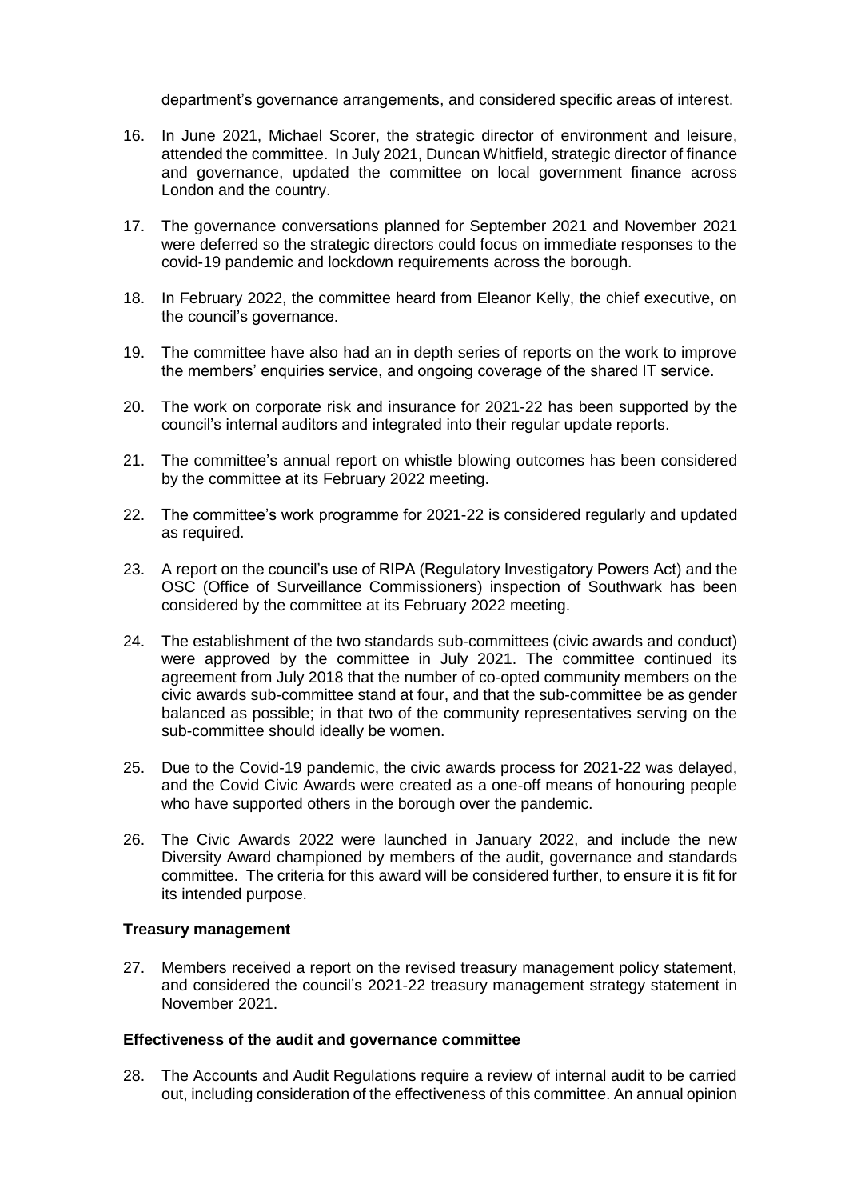department's governance arrangements, and considered specific areas of interest.

16. In June 2021, Michael Scorer, the strategic director of environment and leisure, attended the committee. In July 2021, Duncan Whitfield, strategic director of finance and governance, updated the committee on local government finance across London and the country.

17. The governance conversations planned for September 2021 and November 2021 were deferred so the strategic directors could focus on immediate responses to the covid-19 pandemic and lockdown requirements across the borough.

18. In February 2022, the committee heard from Eleanor Kelly, the chief executive, on the council's governance.

19. The committee have also had an in depth series of reports on the work to improve the members' enquiries service, and ongoing coverage of the shared IT service.

20. The work on corporate risk and insurance for 2021-22 has been supported by the council's internal auditors and integrated into their regular update reports.

21. The committee's annual report on whistle blowing outcomes has been considered by the committee at its February 2022 meeting.

22. The committee's work programme for 2021-22 is considered regularly and updated as required.

23. A report on the council's use of RIPA (Regulatory Investigatory Powers Act) and the OSC (Office of Surveillance Commissioners) inspection of Southwark has been considered by the committee at its February 2022 meeting.

24. The establishment of the two standards sub-committees (civic awards and conduct) were approved by the committee in July 2021. The committee continued its agreement from July 2018 that the number of co-opted community members on the civic awards sub-committee stand at four, and that the sub-committee be as gender balanced as possible; in that two of the community representatives serving on the sub-committee should ideally be women.

25. Due to the Covid-19 pandemic, the civic awards process for 2021-22 was delayed, and the Covid Civic Awards were created as a one-off means of honouring people who have supported others in the borough over the pandemic.

26. The Civic Awards 2022 were launched in January 2022, and include the new Diversity Award championed by members of the audit, governance and standards committee. The criteria for this award will be considered further, to ensure it is fit for its intended purpose.

**Treasury management**

27. Members received a report on the revised treasury management policy statement, and considered the council's 2021-22 treasury management strategy statement in November 2021.

**Effectiveness of the audit and governance committee**

28. The Accounts and Audit Regulations require a review of internal audit to be carried out, including consideration of the effectiveness of this committee. An annual opinion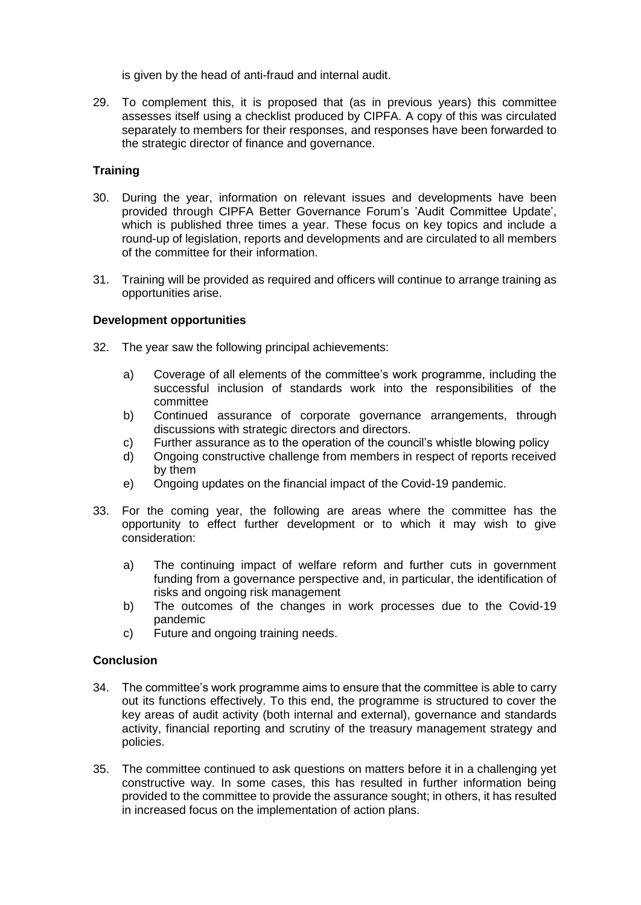is given by the head of anti-fraud and internal audit.

29. To complement this, it is proposed that (as in previous years) this committee assesses itself using a checklist produced by CIPFA. A copy of this was circulated separately to members for their responses, and responses have been forwarded to the strategic director of finance and governance.

**Training**

30. During the year, information on relevant issues and developments have been provided through CIPFA Better Governance Forum's 'Audit Committee Update', which is published three times a year. These focus on key topics and include a round-up of legislation, reports and developments and are circulated to all members of the committee for their information.

31. Training will be provided as required and officers will continue to arrange training as opportunities arise.

**Development opportunities**

32. The year saw the following principal achievements:

    a) Coverage of all elements of the committee's work programme, including the successful inclusion of standards work into the responsibilities of the committee
    b) Continued assurance of corporate governance arrangements, through discussions with strategic directors and directors.
    c) Further assurance as to the operation of the council's whistle blowing policy
    d) Ongoing constructive challenge from members in respect of reports received by them
    e) Ongoing updates on the financial impact of the Covid-19 pandemic.

33. For the coming year, the following are areas where the committee has the opportunity to effect further development or to which it may wish to give consideration:

    a) The continuing impact of welfare reform and further cuts in government funding from a governance perspective and, in particular, the identification of risks and ongoing risk management
    b) The outcomes of the changes in work processes due to the Covid-19 pandemic
    c) Future and ongoing training needs.

**Conclusion**

34. The committee's work programme aims to ensure that the committee is able to carry out its functions effectively. To this end, the programme is structured to cover the key areas of audit activity (both internal and external), governance and standards activity, financial reporting and scrutiny of the treasury management strategy and policies.

35. The committee continued to ask questions on matters before it in a challenging yet constructive way. In some cases, this has resulted in further information being provided to the committee to provide the assurance sought; in others, it has resulted in increased focus on the implementation of action plans.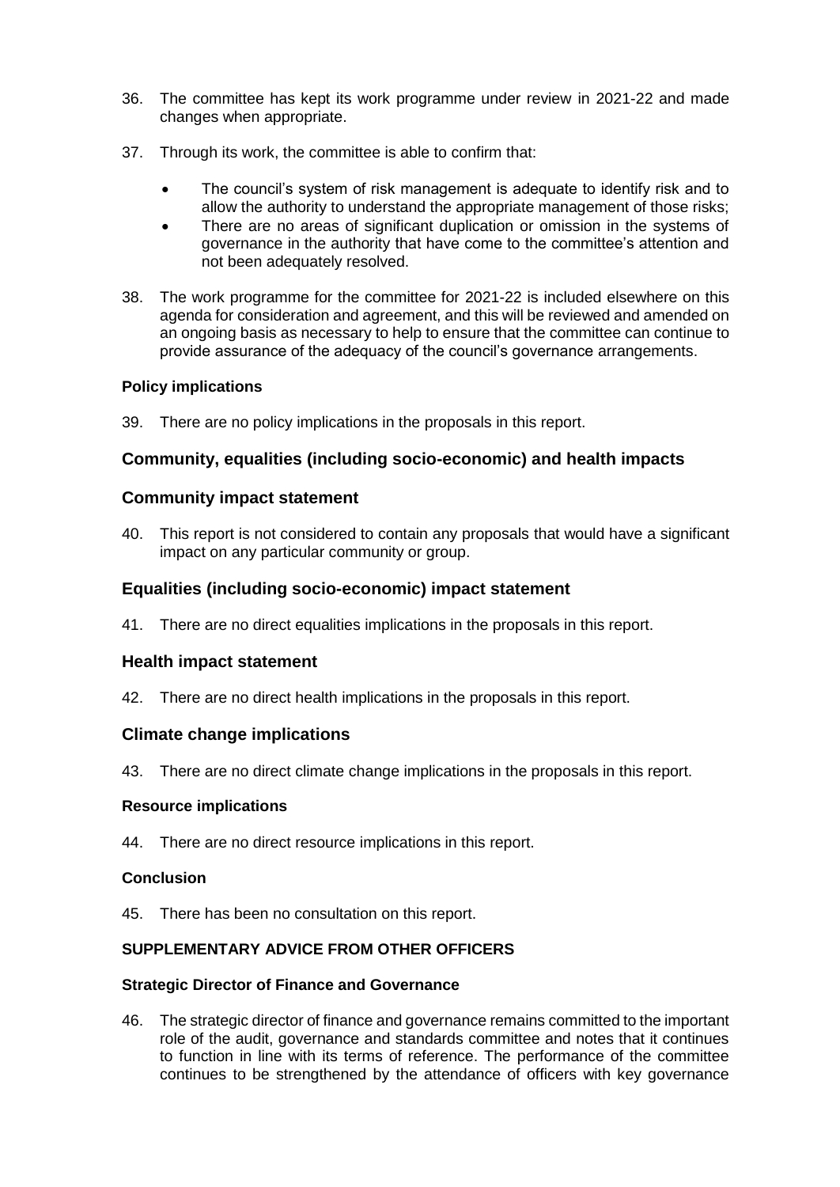36. The committee has kept its work programme under review in 2021-22 and made changes when appropriate.

37. Through its work, the committee is able to confirm that:

    - The council's system of risk management is adequate to identify risk and to allow the authority to understand the appropriate management of those risks;
    - There are no areas of significant duplication or omission in the systems of governance in the authority that have come to the committee's attention and not been adequately resolved.

38. The work programme for the committee for 2021-22 is included elsewhere on this agenda for consideration and agreement, and this will be reviewed and amended on an ongoing basis as necessary to help to ensure that the committee can continue to provide assurance of the adequacy of the council's governance arrangements.

#### Policy implications

39. There are no policy implications in the proposals in this report.

### Community, equalities (including socio-economic) and health impacts

### Community impact statement

40. This report is not considered to contain any proposals that would have a significant impact on any particular community or group.

### Equalities (including socio-economic) impact statement

41. There are no direct equalities implications in the proposals in this report.

### Health impact statement

42. There are no direct health implications in the proposals in this report.

### Climate change implications

43. There are no direct climate change implications in the proposals in this report.

#### Resource implications

44. There are no direct resource implications in this report.

#### Conclusion

45. There has been no consultation on this report.

#### SUPPLEMENTARY ADVICE FROM OTHER OFFICERS

#### Strategic Director of Finance and Governance

46. The strategic director of finance and governance remains committed to the important role of the audit, governance and standards committee and notes that it continues to function in line with its terms of reference. The performance of the committee continues to be strengthened by the attendance of officers with key governance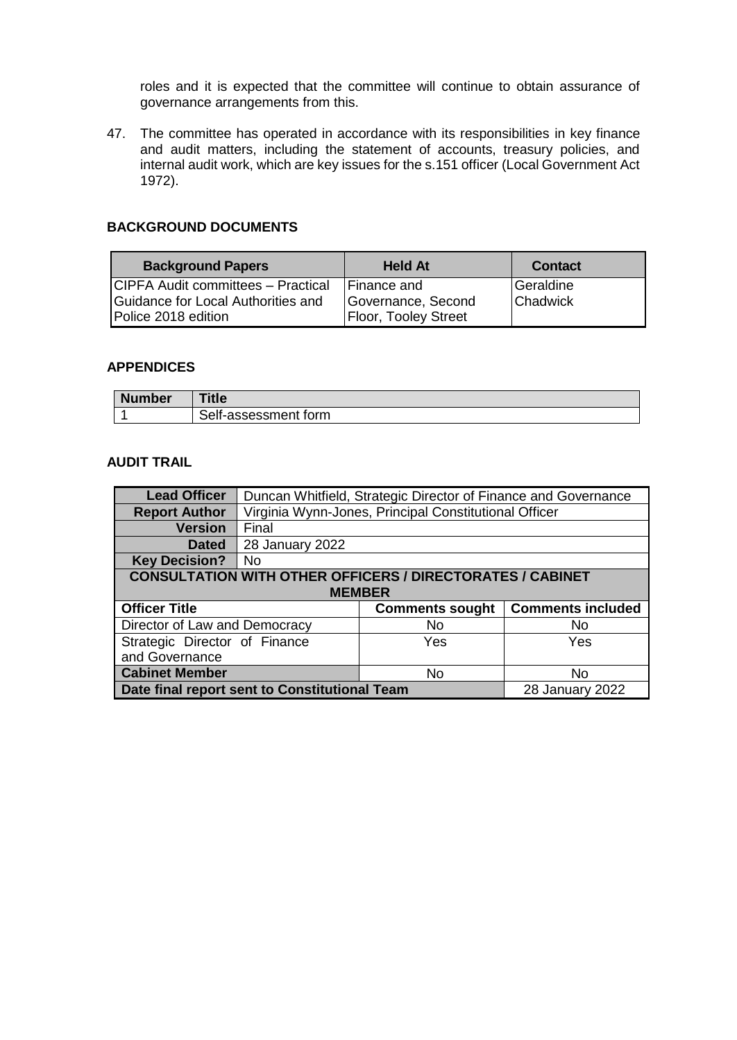roles and it is expected that the committee will continue to obtain assurance of governance arrangements from this.

47. The committee has operated in accordance with its responsibilities in key finance and audit matters, including the statement of accounts, treasury policies, and internal audit work, which are key issues for the s.151 officer (Local Government Act 1972).

## BACKGROUND DOCUMENTS

| Background Papers | Held At | Contact |
|---|---|---|
| CIPFA Audit committees – Practical Guidance for Local Authorities and Police 2018 edition | Finance and Governance, Second Floor, Tooley Street | Geraldine Chadwick |

## APPENDICES

| Number | Title |
|---|---|
| 1 | Self-assessment form |

## AUDIT TRAIL

| | | | |
|---|---|---|---|
| **Lead Officer** | Duncan Whitfield, Strategic Director of Finance and Governance | | |
| **Report Author** | Virginia Wynn-Jones, Principal Constitutional Officer | | |
| **Version** | Final | | |
| **Dated** | 28 January 2022 | | |
| **Key Decision?** | No | | |
| **CONSULTATION WITH OTHER OFFICERS / DIRECTORATES / CABINET MEMBER** | | | |
| **Officer Title** | | **Comments sought** | **Comments included** |
| Director of Law and Democracy | | No | No |
| Strategic Director of Finance and Governance | | Yes | Yes |
| **Cabinet Member** | | No | No |
| **Date final report sent to Constitutional Team** | | | 28 January 2022 |